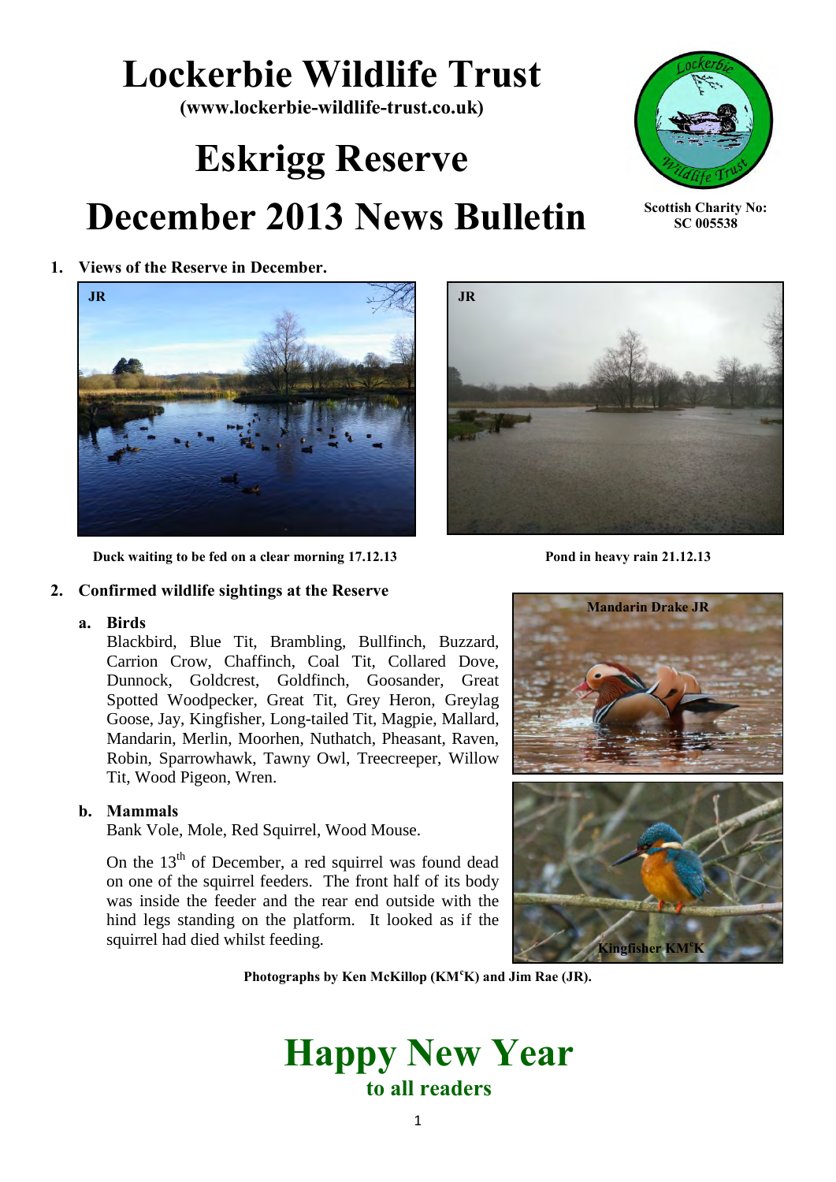# Lockerbie Wildlife Trust

**(www.lockerbie-wildlife-trust.co.uk)**

# Eskrigg Reserve

# December 2013 News Bulletin

**Scottish Charity No: SC 005538**

## 1. Views of the Reserve in December.

JR

Duck waiting to be fed on a clear morning 17.12.13

JR

Pond in heavy rain 21.12.13

## 2. Confirmed wildlife sightings at the Reserve

### a. Birds

Blackbird, Blue Tit, Brambling, Bullfinch, Buzzard, Carrion Crow, Chaffinch, Coal Tit, Collared Dove, Dunnock, Goldcrest, Goldfinch, Goosander, Great Spotted Woodpecker, Great Tit, Grey Heron, Greylag Goose, Jay, Kingfisher, Long-tailed Tit, Magpie, Mallard, Mandarin, Merlin, Moorhen, Nuthatch, Pheasant, Raven, Robin, Sparrowhawk, Tawny Owl, Treecreeper, Willow Tit, Wood Pigeon, Wren.

### b. Mammals

Bank Vole, Mole, Red Squirrel, Wood Mouse.

On the 13th of December, a red squirrel was found dead on one of the squirrel feeders. The front half of its body was inside the feeder and the rear end outside with the hind legs standing on the platform. It looked as if the squirrel had died whilst feeding.

Mandarin Drake JR

Kingfisher KM^cK

**Photographs by Ken McKillop (KM^cK) and Jim Rae (JR).**

# Happy New Year

## to all readers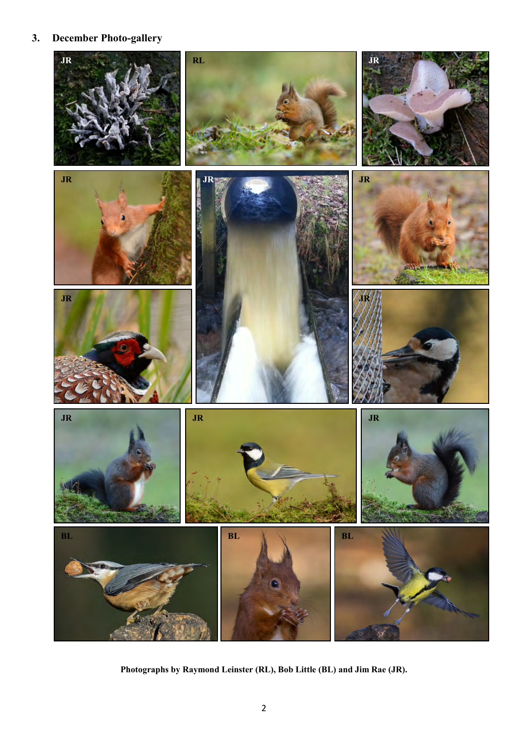## 3. December Photo-gallery

**Photographs by Raymond Leinster (RL), Bob Little (BL) and Jim Rae (JR).**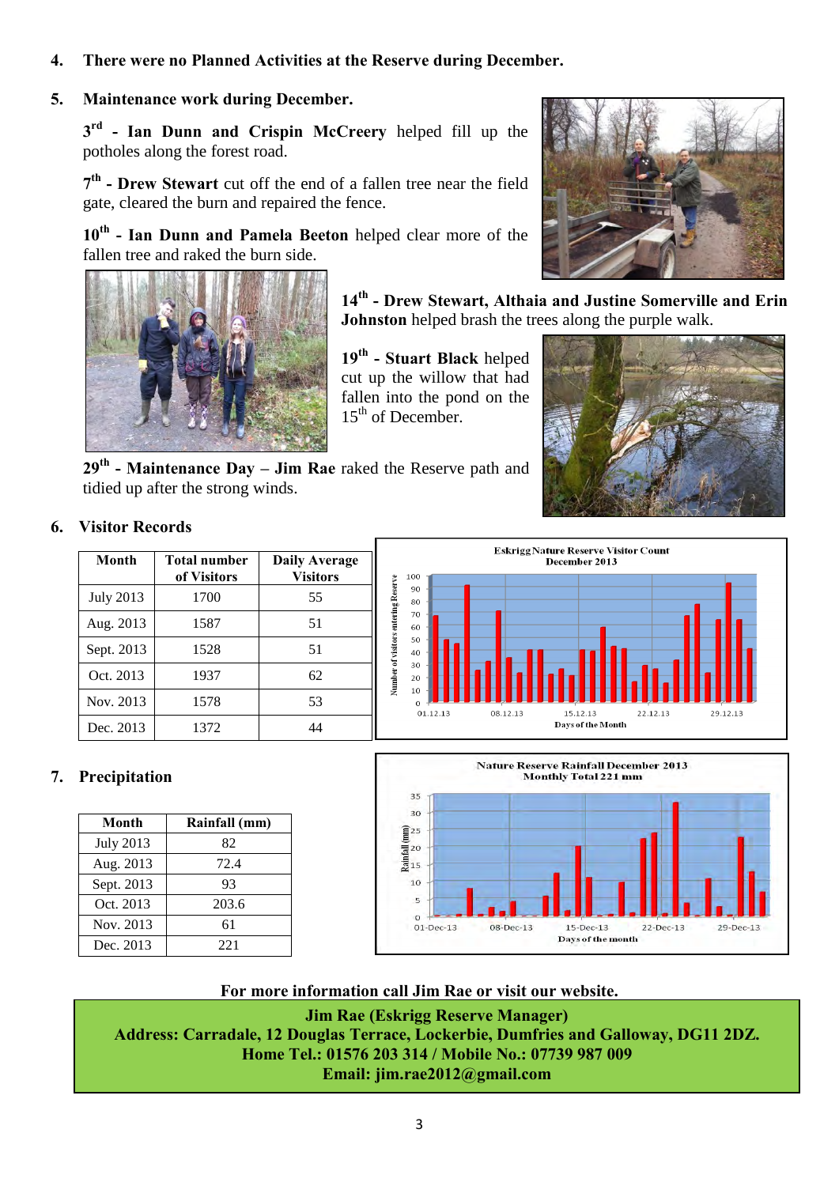4. **There were no Planned Activities at the Reserve during December.**

5. **Maintenance work during December.**

**3rd - Ian Dunn and Crispin McCreery** helped fill up the potholes along the forest road.

**7th - Drew Stewart** cut off the end of a fallen tree near the field gate, cleared the burn and repaired the fence.

**10th - Ian Dunn and Pamela Beeton** helped clear more of the fallen tree and raked the burn side.

**14th - Drew Stewart, Althaia and Justine Somerville and Erin Johnston** helped brash the trees along the purple walk.

**19th - Stuart Black** helped cut up the willow that had fallen into the pond on the 15th of December.

**29th - Maintenance Day – Jim Rae** raked the Reserve path and tidied up after the strong winds.

6. **Visitor Records**

| Month | Total number of Visitors | Daily Average Visitors |
|---|---|---|
| July 2013 | 1700 | 55 |
| Aug. 2013 | 1587 | 51 |
| Sept. 2013 | 1528 | 51 |
| Oct. 2013 | 1937 | 62 |
| Nov. 2013 | 1578 | 53 |
| Dec. 2013 | 1372 | 44 |

Eskrigg Nature Reserve Visitor Count
December 2013
Number of visitors entering Reserve
0 10 20 30 40 50 60 70 80 90 100
01.12.13 08.12.13 15.12.13 22.12.13 29.12.13
Days of the Month

7. **Precipitation**

| Month | Rainfall (mm) |
|---|---|
| July 2013 | 82 |
| Aug. 2013 | 72.4 |
| Sept. 2013 | 93 |
| Oct. 2013 | 203.6 |
| Nov. 2013 | 61 |
| Dec. 2013 | 221 |

Nature Reserve Rainfall December 2013
Monthly Total 221 mm
Rainfall (mm)
0 5 10 15 20 25 30 35
01-Dec-13 08-Dec-13 15-Dec-13 22-Dec-13 29-Dec-13
Days of the month

**For more information call Jim Rae or visit our website.**

**Jim Rae (Eskrigg Reserve Manager)**
**Address: Carradale, 12 Douglas Terrace, Lockerbie, Dumfries and Galloway, DG11 2DZ.**
**Home Tel.: 01576 203 314 / Mobile No.: 07739 987 009**
**Email: jim.rae2012@gmail.com**